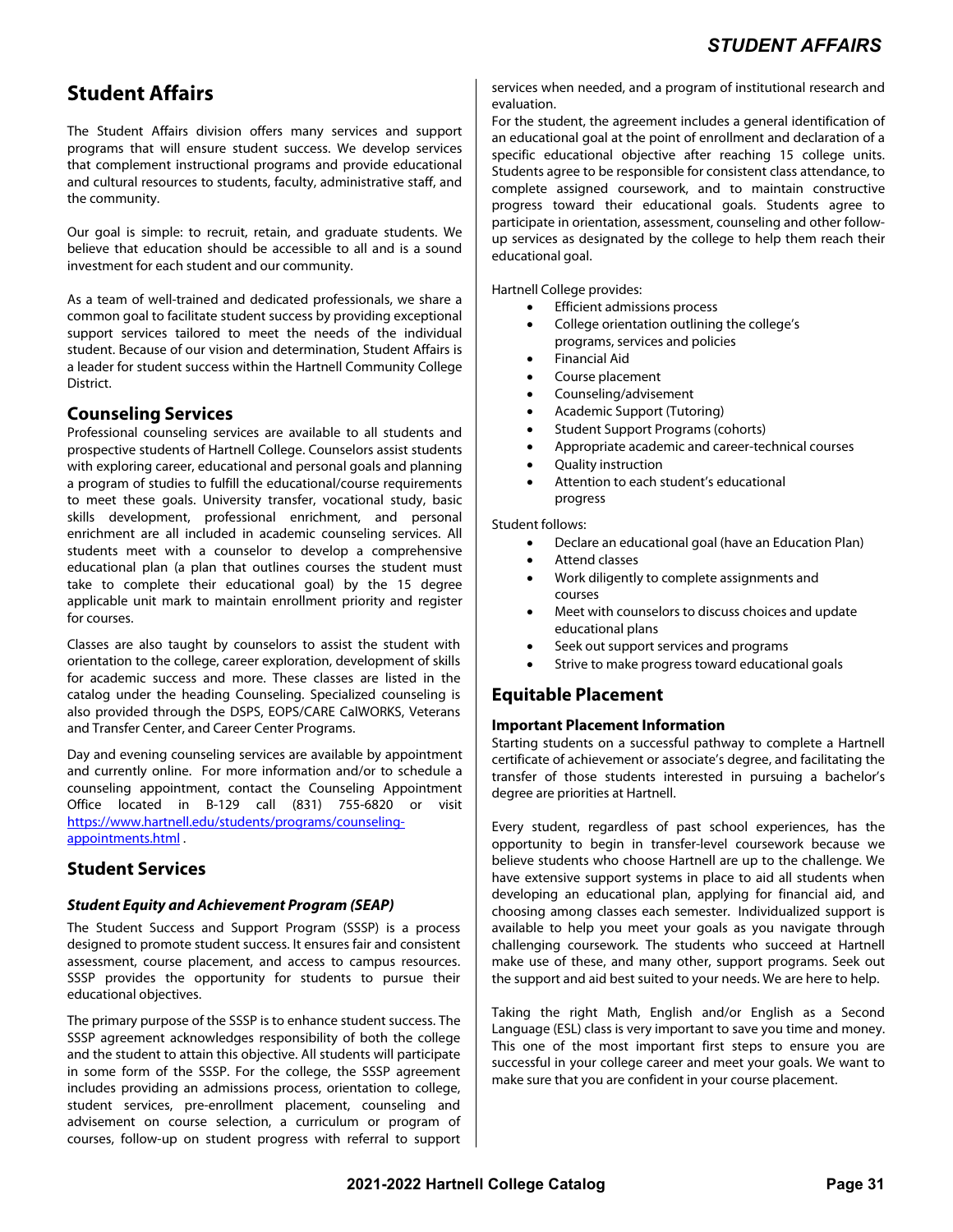# Student Affairs

The Student Affairs division offers many services and support programs that will ensure student success. We develop services that complement instructional programs and provide educational and cultural resources to students, faculty, administrative staff, and the community.

Our goal is simple: to recruit, retain, and graduate students. We believe that education should be accessible to all and is a sound investment for each student and our community.

As a team of well-trained and dedicated professionals, we share a common goal to facilitate student success by providing exceptional support services tailored to meet the needs of the individual student. Because of our vision and determination, Student Affairs is a leader for student success within the Hartnell Community College District.

## Counseling Services

Professional counseling services are available to all students and prospective students of Hartnell College. Counselors assist students with exploring career, educational and personal goals and planning a program of studies to fulfill the educational/course requirements to meet these goals. University transfer, vocational study, basic skills development, professional enrichment, and personal enrichment are all included in academic counseling services. All students meet with a counselor to develop a comprehensive educational plan (a plan that outlines courses the student must take to complete their educational goal) by the 15 degree applicable unit mark to maintain enrollment priority and register for courses.

Classes are also taught by counselors to assist the student with orientation to the college, career exploration, development of skills for academic success and more. These classes are listed in the catalog under the heading Counseling. Specialized counseling is also provided through the DSPS, EOPS/CARE CalWORKS, Veterans and Transfer Center, and Career Center Programs.

Day and evening counseling services are available by appointment and currently online. For more information and/or to schedule a counseling appointment, contact the Counseling Appointment Office located in B-129 call (831) 755-6820 or visit https://www.hartnell.edu/students/programs/counseling-appointments.html .

## Student Services

### *Student Equity and Achievement Program (SEAP)*

The Student Success and Support Program (SSSP) is a process designed to promote student success. It ensures fair and consistent assessment, course placement, and access to campus resources. SSSP provides the opportunity for students to pursue their educational objectives.

The primary purpose of the SSSP is to enhance student success. The SSSP agreement acknowledges responsibility of both the college and the student to attain this objective. All students will participate in some form of the SSSP. For the college, the SSSP agreement includes providing an admissions process, orientation to college, student services, pre-enrollment placement, counseling and advisement on course selection, a curriculum or program of courses, follow-up on student progress with referral to support services when needed, and a program of institutional research and evaluation.

For the student, the agreement includes a general identification of an educational goal at the point of enrollment and declaration of a specific educational objective after reaching 15 college units. Students agree to be responsible for consistent class attendance, to complete assigned coursework, and to maintain constructive progress toward their educational goals. Students agree to participate in orientation, assessment, counseling and other follow-up services as designated by the college to help them reach their educational goal.

Hartnell College provides:

- Efficient admissions process
- College orientation outlining the college's programs, services and policies
- Financial Aid
- Course placement
- Counseling/advisement
- Academic Support (Tutoring)
- Student Support Programs (cohorts)
- Appropriate academic and career-technical courses
- Quality instruction
- Attention to each student's educational progress

Student follows:

- Declare an educational goal (have an Education Plan)
- Attend classes
- Work diligently to complete assignments and courses
- Meet with counselors to discuss choices and update educational plans
- Seek out support services and programs
- Strive to make progress toward educational goals

## Equitable Placement

### Important Placement Information

Starting students on a successful pathway to complete a Hartnell certificate of achievement or associate's degree, and facilitating the transfer of those students interested in pursuing a bachelor's degree are priorities at Hartnell.

Every student, regardless of past school experiences, has the opportunity to begin in transfer-level coursework because we believe students who choose Hartnell are up to the challenge. We have extensive support systems in place to aid all students when developing an educational plan, applying for financial aid, and choosing among classes each semester. Individualized support is available to help you meet your goals as you navigate through challenging coursework. The students who succeed at Hartnell make use of these, and many other, support programs. Seek out the support and aid best suited to your needs. We are here to help.

Taking the right Math, English and/or English as a Second Language (ESL) class is very important to save you time and money. This one of the most important first steps to ensure you are successful in your college career and meet your goals. We want to make sure that you are confident in your course placement.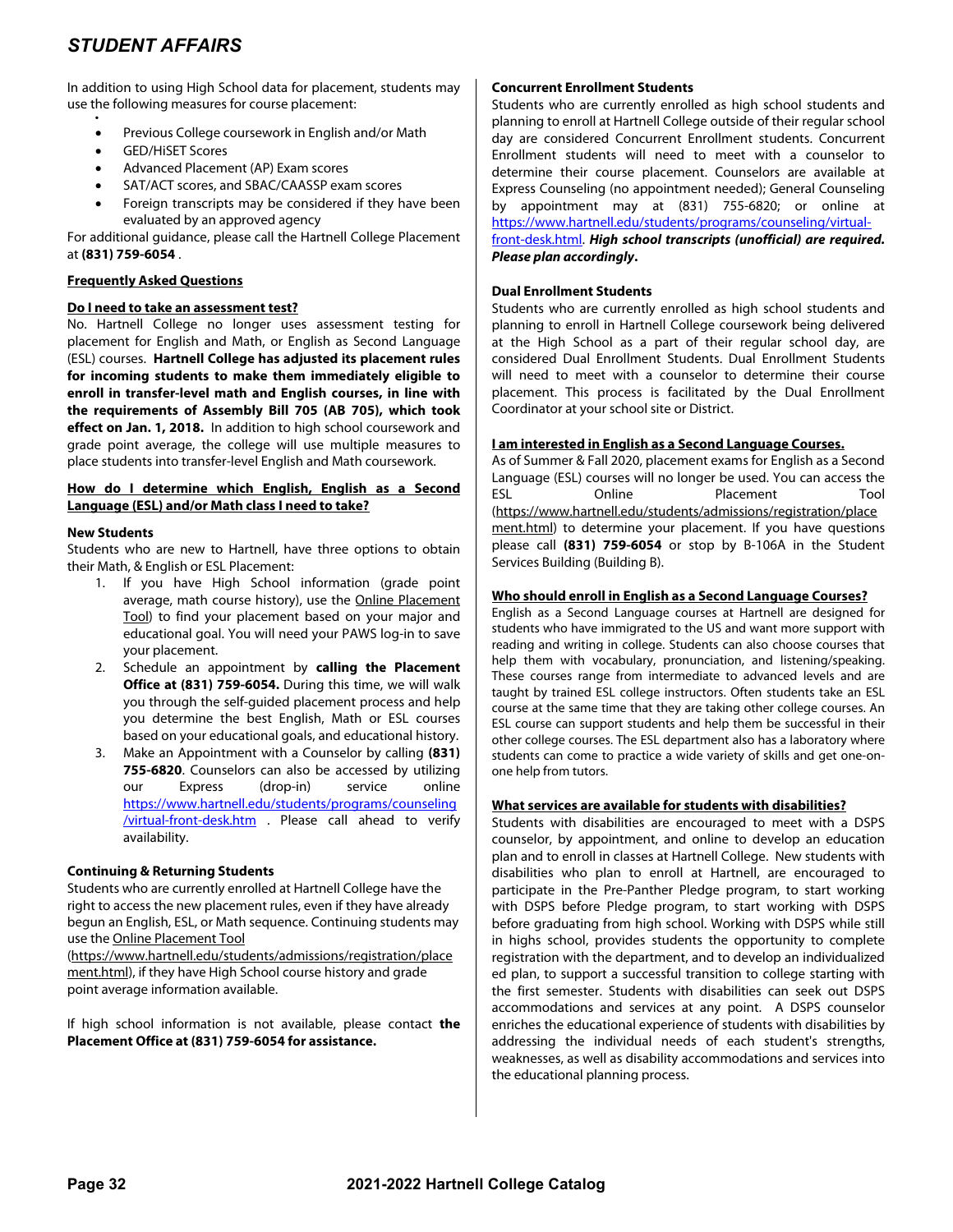## STUDENT AFFAIRS

In addition to using High School data for placement, students may use the following measures for course placement:

- Previous College coursework in English and/or Math
- GED/HiSET Scores
- Advanced Placement (AP) Exam scores
- SAT/ACT scores, and SBAC/CAASSP exam scores
- Foreign transcripts may be considered if they have been evaluated by an approved agency

For additional guidance, please call the Hartnell College Placement at **(831) 759-6054** .

### Frequently Asked Questions

#### Do I need to take an assessment test?

No. Hartnell College no longer uses assessment testing for placement for English and Math, or English as Second Language (ESL) courses. **Hartnell College has adjusted its placement rules for incoming students to make them immediately eligible to enroll in transfer-level math and English courses, in line with the requirements of Assembly Bill 705 (AB 705), which took effect on Jan. 1, 2018.** In addition to high school coursework and grade point average, the college will use multiple measures to place students into transfer-level English and Math coursework.

#### How do I determine which English, English as a Second Language (ESL) and/or Math class I need to take?

**New Students**

Students who are new to Hartnell, have three options to obtain their Math, & English or ESL Placement:

1. If you have High School information (grade point average, math course history), use the Online Placement Tool) to find your placement based on your major and educational goal. You will need your PAWS log-in to save your placement.
2. Schedule an appointment by **calling the Placement Office at (831) 759-6054.** During this time, we will walk you through the self-guided placement process and help you determine the best English, Math or ESL courses based on your educational goals, and educational history.
3. Make an Appointment with a Counselor by calling **(831) 755-6820**. Counselors can also be accessed by utilizing our Express (drop-in) service online https://www.hartnell.edu/students/programs/counseling/virtual-front-desk.htm . Please call ahead to verify availability.

**Continuing & Returning Students**

Students who are currently enrolled at Hartnell College have the right to access the new placement rules, even if they have already begun an English, ESL, or Math sequence. Continuing students may use the Online Placement Tool (https://www.hartnell.edu/students/admissions/registration/placement.html), if they have High School course history and grade point average information available.

If high school information is not available, please contact **the Placement Office at (831) 759-6054 for assistance.**

**Concurrent Enrollment Students**

Students who are currently enrolled as high school students and planning to enroll at Hartnell College outside of their regular school day are considered Concurrent Enrollment students. Concurrent Enrollment students will need to meet with a counselor to determine their course placement. Counselors are available at Express Counseling (no appointment needed); General Counseling by appointment may at (831) 755-6820; or online at https://www.hartnell.edu/students/programs/counseling/virtual-front-desk.html. ***High school transcripts (unofficial) are required. Please plan accordingly.***

**Dual Enrollment Students**

Students who are currently enrolled as high school students and planning to enroll in Hartnell College coursework being delivered at the High School as a part of their regular school day, are considered Dual Enrollment Students. Dual Enrollment Students will need to meet with a counselor to determine their course placement. This process is facilitated by the Dual Enrollment Coordinator at your school site or District.

#### I am interested in English as a Second Language Courses.

As of Summer & Fall 2020, placement exams for English as a Second Language (ESL) courses will no longer be used. You can access the ESL Online Placement Tool (https://www.hartnell.edu/students/admissions/registration/placement.html) to determine your placement. If you have questions please call **(831) 759-6054** or stop by B-106A in the Student Services Building (Building B).

#### Who should enroll in English as a Second Language Courses?

English as a Second Language courses at Hartnell are designed for students who have immigrated to the US and want more support with reading and writing in college. Students can also choose courses that help them with vocabulary, pronunciation, and listening/speaking. These courses range from intermediate to advanced levels and are taught by trained ESL college instructors. Often students take an ESL course at the same time that they are taking other college courses. An ESL course can support students and help them be successful in their other college courses. The ESL department also has a laboratory where students can come to practice a wide variety of skills and get one-on-one help from tutors.

#### What services are available for students with disabilities?

Students with disabilities are encouraged to meet with a DSPS counselor, by appointment, and online to develop an education plan and to enroll in classes at Hartnell College. New students with disabilities who plan to enroll at Hartnell, are encouraged to participate in the Pre-Panther Pledge program, to start working with DSPS before Pledge program, to start working with DSPS before graduating from high school. Working with DSPS while still in highs school, provides students the opportunity to complete registration with the department, and to develop an individualized ed plan, to support a successful transition to college starting with the first semester. Students with disabilities can seek out DSPS accommodations and services at any point. A DSPS counselor enriches the educational experience of students with disabilities by addressing the individual needs of each student's strengths, weaknesses, as well as disability accommodations and services into the educational planning process.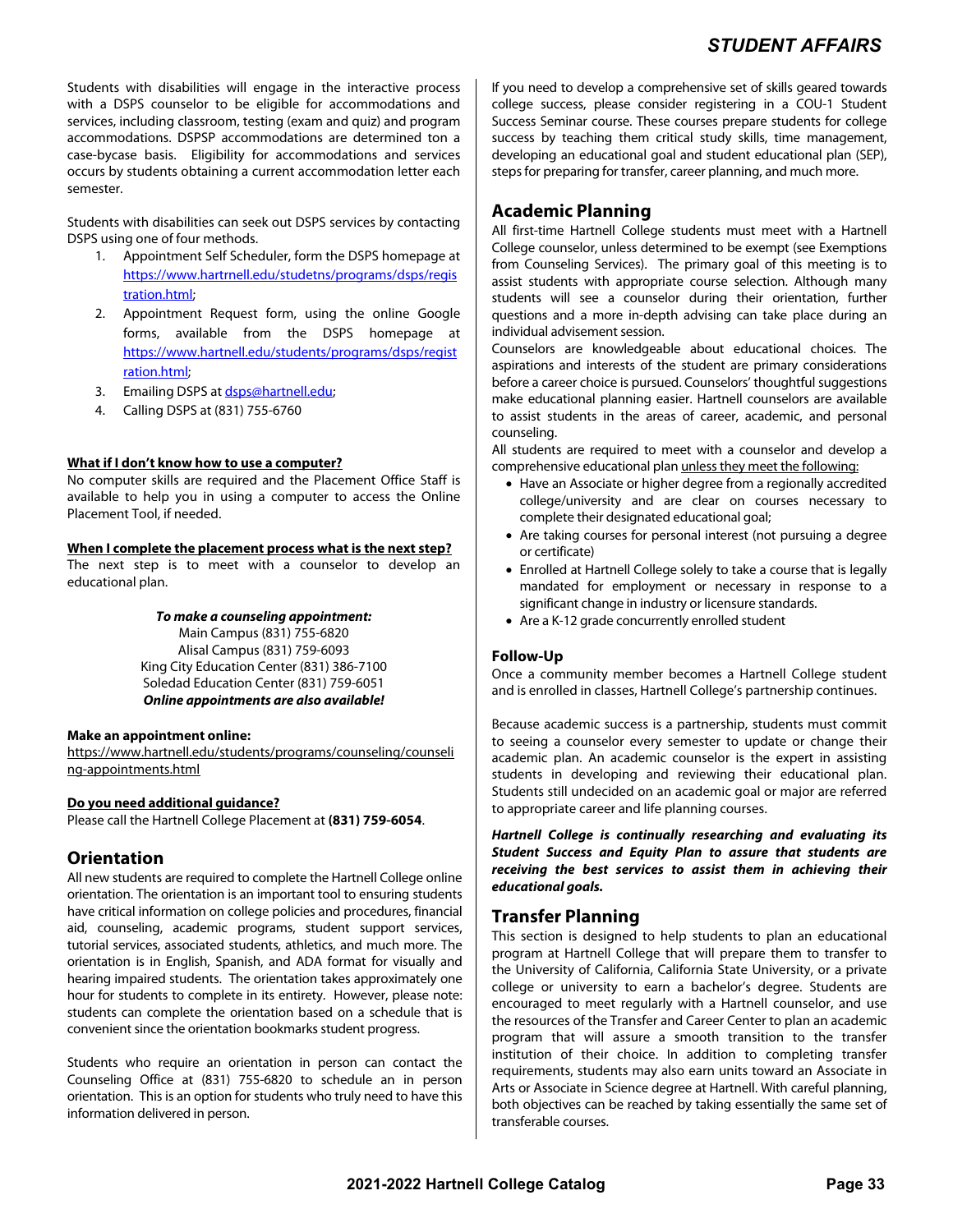Students with disabilities will engage in the interactive process with a DSPS counselor to be eligible for accommodations and services, including classroom, testing (exam and quiz) and program accommodations. DSPSP accommodations are determined ton a case-bycase basis. Eligibility for accommodations and services occurs by students obtaining a current accommodation letter each semester.

Students with disabilities can seek out DSPS services by contacting DSPS using one of four methods.

1. Appointment Self Scheduler, form the DSPS homepage at [https://www.hartrnell.edu/studetns/programs/dsps/registration.html](https://www.hartrnell.edu/studetns/programs/dsps/registration.html);
2. Appointment Request form, using the online Google forms, available from the DSPS homepage at [https://www.hartnell.edu/students/programs/dsps/registration.html](https://www.hartnell.edu/students/programs/dsps/registration.html);
3. Emailing DSPS at [dsps@hartnell.edu](mailto:dsps@hartnell.edu);
4. Calling DSPS at (831) 755-6760

**What if I don't know how to use a computer?**

No computer skills are required and the Placement Office Staff is available to help you in using a computer to access the Online Placement Tool, if needed.

**When I complete the placement process what is the next step?**

The next step is to meet with a counselor to develop an educational plan.

***To make a counseling appointment:***

Main Campus (831) 755-6820
Alisal Campus (831) 759-6093
King City Education Center (831) 386-7100
Soledad Education Center (831) 759-6051
***Online appointments are also available!***

**Make an appointment online:**

https://www.hartnell.edu/students/programs/counseling/counseling-appointments.html

**Do you need additional guidance?**

Please call the Hartnell College Placement at **(831) 759-6054**.

## Orientation

All new students are required to complete the Hartnell College online orientation. The orientation is an important tool to ensuring students have critical information on college policies and procedures, financial aid, counseling, academic programs, student support services, tutorial services, associated students, athletics, and much more. The orientation is in English, Spanish, and ADA format for visually and hearing impaired students. The orientation takes approximately one hour for students to complete in its entirety. However, please note: students can complete the orientation based on a schedule that is convenient since the orientation bookmarks student progress.

Students who require an orientation in person can contact the Counseling Office at (831) 755-6820 to schedule an in person orientation. This is an option for students who truly need to have this information delivered in person.

If you need to develop a comprehensive set of skills geared towards college success, please consider registering in a COU-1 Student Success Seminar course. These courses prepare students for college success by teaching them critical study skills, time management, developing an educational goal and student educational plan (SEP), steps for preparing for transfer, career planning, and much more.

## Academic Planning

All first-time Hartnell College students must meet with a Hartnell College counselor, unless determined to be exempt (see Exemptions from Counseling Services). The primary goal of this meeting is to assist students with appropriate course selection. Although many students will see a counselor during their orientation, further questions and a more in-depth advising can take place during an individual advisement session.

Counselors are knowledgeable about educational choices. The aspirations and interests of the student are primary considerations before a career choice is pursued. Counselors' thoughtful suggestions make educational planning easier. Hartnell counselors are available to assist students in the areas of career, academic, and personal counseling.

All students are required to meet with a counselor and develop a comprehensive educational plan unless they meet the following:

- Have an Associate or higher degree from a regionally accredited college/university and are clear on courses necessary to complete their designated educational goal;
- Are taking courses for personal interest (not pursuing a degree or certificate)
- Enrolled at Hartnell College solely to take a course that is legally mandated for employment or necessary in response to a significant change in industry or licensure standards.
- Are a K-12 grade concurrently enrolled student

### Follow-Up

Once a community member becomes a Hartnell College student and is enrolled in classes, Hartnell College's partnership continues.

Because academic success is a partnership, students must commit to seeing a counselor every semester to update or change their academic plan. An academic counselor is the expert in assisting students in developing and reviewing their educational plan. Students still undecided on an academic goal or major are referred to appropriate career and life planning courses.

***Hartnell College is continually researching and evaluating its Student Success and Equity Plan to assure that students are receiving the best services to assist them in achieving their educational goals.***

## Transfer Planning

This section is designed to help students to plan an educational program at Hartnell College that will prepare them to transfer to the University of California, California State University, or a private college or university to earn a bachelor's degree. Students are encouraged to meet regularly with a Hartnell counselor, and use the resources of the Transfer and Career Center to plan an academic program that will assure a smooth transition to the transfer institution of their choice. In addition to completing transfer requirements, students may also earn units toward an Associate in Arts or Associate in Science degree at Hartnell. With careful planning, both objectives can be reached by taking essentially the same set of transferable courses.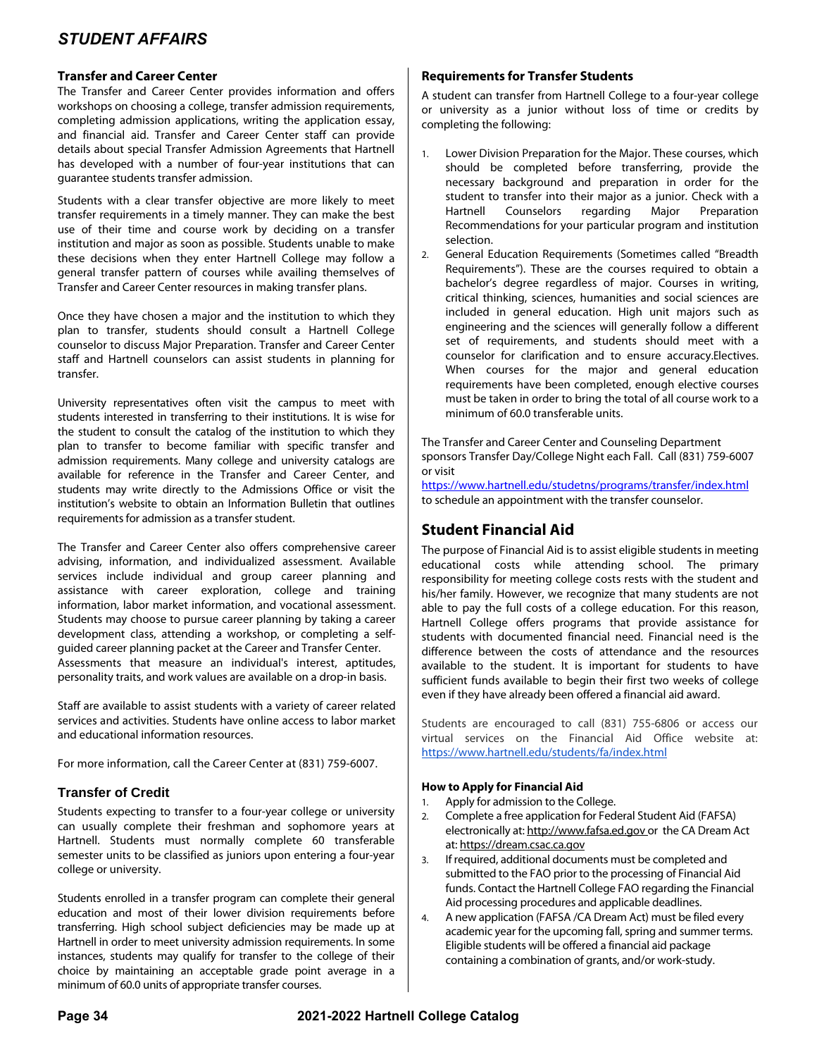# STUDENT AFFAIRS

### Transfer and Career Center

The Transfer and Career Center provides information and offers workshops on choosing a college, transfer admission requirements, completing admission applications, writing the application essay, and financial aid. Transfer and Career Center staff can provide details about special Transfer Admission Agreements that Hartnell has developed with a number of four-year institutions that can guarantee students transfer admission.

Students with a clear transfer objective are more likely to meet transfer requirements in a timely manner. They can make the best use of their time and course work by deciding on a transfer institution and major as soon as possible. Students unable to make these decisions when they enter Hartnell College may follow a general transfer pattern of courses while availing themselves of Transfer and Career Center resources in making transfer plans.

Once they have chosen a major and the institution to which they plan to transfer, students should consult a Hartnell College counselor to discuss Major Preparation. Transfer and Career Center staff and Hartnell counselors can assist students in planning for transfer.

University representatives often visit the campus to meet with students interested in transferring to their institutions. It is wise for the student to consult the catalog of the institution to which they plan to transfer to become familiar with specific transfer and admission requirements. Many college and university catalogs are available for reference in the Transfer and Career Center, and students may write directly to the Admissions Office or visit the institution's website to obtain an Information Bulletin that outlines requirements for admission as a transfer student.

The Transfer and Career Center also offers comprehensive career advising, information, and individualized assessment. Available services include individual and group career planning and assistance with career exploration, college and training information, labor market information, and vocational assessment. Students may choose to pursue career planning by taking a career development class, attending a workshop, or completing a self-guided career planning packet at the Career and Transfer Center. Assessments that measure an individual's interest, aptitudes, personality traits, and work values are available on a drop-in basis.

Staff are available to assist students with a variety of career related services and activities. Students have online access to labor market and educational information resources.

For more information, call the Career Center at (831) 759-6007.

### Transfer of Credit

Students expecting to transfer to a four-year college or university can usually complete their freshman and sophomore years at Hartnell. Students must normally complete 60 transferable semester units to be classified as juniors upon entering a four-year college or university.

Students enrolled in a transfer program can complete their general education and most of their lower division requirements before transferring. High school subject deficiencies may be made up at Hartnell in order to meet university admission requirements. In some instances, students may qualify for transfer to the college of their choice by maintaining an acceptable grade point average in a minimum of 60.0 units of appropriate transfer courses.

### Requirements for Transfer Students

A student can transfer from Hartnell College to a four-year college or university as a junior without loss of time or credits by completing the following:

1. Lower Division Preparation for the Major. These courses, which should be completed before transferring, provide the necessary background and preparation in order for the student to transfer into their major as a junior. Check with a Hartnell Counselors regarding Major Preparation Recommendations for your particular program and institution selection.
2. General Education Requirements (Sometimes called "Breadth Requirements"). These are the courses required to obtain a bachelor's degree regardless of major. Courses in writing, critical thinking, sciences, humanities and social sciences are included in general education. High unit majors such as engineering and the sciences will generally follow a different set of requirements, and students should meet with a counselor for clarification and to ensure accuracy.Electives. When courses for the major and general education requirements have been completed, enough elective courses must be taken in order to bring the total of all course work to a minimum of 60.0 transferable units.

The Transfer and Career Center and Counseling Department sponsors Transfer Day/College Night each Fall. Call (831) 759-6007 or visit https://www.hartnell.edu/studetns/programs/transfer/index.html to schedule an appointment with the transfer counselor.

## Student Financial Aid

The purpose of Financial Aid is to assist eligible students in meeting educational costs while attending school. The primary responsibility for meeting college costs rests with the student and his/her family. However, we recognize that many students are not able to pay the full costs of a college education. For this reason, Hartnell College offers programs that provide assistance for students with documented financial need. Financial need is the difference between the costs of attendance and the resources available to the student. It is important for students to have sufficient funds available to begin their first two weeks of college even if they have already been offered a financial aid award.

Students are encouraged to call (831) 755-6806 or access our virtual services on the Financial Aid Office website at: https://www.hartnell.edu/students/fa/index.html

#### How to Apply for Financial Aid

1. Apply for admission to the College.
2. Complete a free application for Federal Student Aid (FAFSA) electronically at: http://www.fafsa.ed.gov or the CA Dream Act at: https://dream.csac.ca.gov
3. If required, additional documents must be completed and submitted to the FAO prior to the processing of Financial Aid funds. Contact the Hartnell College FAO regarding the Financial Aid processing procedures and applicable deadlines.
4. A new application (FAFSA /CA Dream Act) must be filed every academic year for the upcoming fall, spring and summer terms. Eligible students will be offered a financial aid package containing a combination of grants, and/or work-study.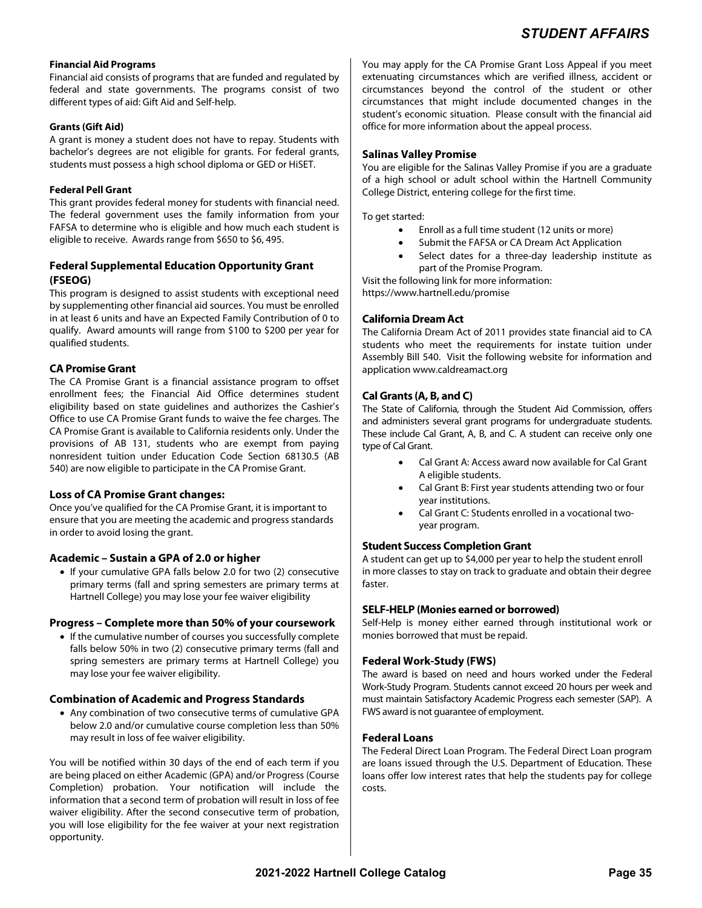### Financial Aid Programs

Financial aid consists of programs that are funded and regulated by federal and state governments. The programs consist of two different types of aid: Gift Aid and Self-help.

### Grants (Gift Aid)

A grant is money a student does not have to repay. Students with bachelor's degrees are not eligible for grants. For federal grants, students must possess a high school diploma or GED or HiSET.

### Federal Pell Grant

This grant provides federal money for students with financial need. The federal government uses the family information from your FAFSA to determine who is eligible and how much each student is eligible to receive. Awards range from $650 to $6, 495.

### Federal Supplemental Education Opportunity Grant (FSEOG)

This program is designed to assist students with exceptional need by supplementing other financial aid sources. You must be enrolled in at least 6 units and have an Expected Family Contribution of 0 to qualify. Award amounts will range from $100 to $200 per year for qualified students.

### CA Promise Grant

The CA Promise Grant is a financial assistance program to offset enrollment fees; the Financial Aid Office determines student eligibility based on state guidelines and authorizes the Cashier's Office to use CA Promise Grant funds to waive the fee charges. The CA Promise Grant is available to California residents only. Under the provisions of AB 131, students who are exempt from paying nonresident tuition under Education Code Section 68130.5 (AB 540) are now eligible to participate in the CA Promise Grant.

### Loss of CA Promise Grant changes:

Once you've qualified for the CA Promise Grant, it is important to ensure that you are meeting the academic and progress standards in order to avoid losing the grant.

### Academic – Sustain a GPA of 2.0 or higher

- If your cumulative GPA falls below 2.0 for two (2) consecutive primary terms (fall and spring semesters are primary terms at Hartnell College) you may lose your fee waiver eligibility

### Progress – Complete more than 50% of your coursework

- If the cumulative number of courses you successfully complete falls below 50% in two (2) consecutive primary terms (fall and spring semesters are primary terms at Hartnell College) you may lose your fee waiver eligibility.

### Combination of Academic and Progress Standards

- Any combination of two consecutive terms of cumulative GPA below 2.0 and/or cumulative course completion less than 50% may result in loss of fee waiver eligibility.

You will be notified within 30 days of the end of each term if you are being placed on either Academic (GPA) and/or Progress (Course Completion) probation. Your notification will include the information that a second term of probation will result in loss of fee waiver eligibility. After the second consecutive term of probation, you will lose eligibility for the fee waiver at your next registration opportunity.

You may apply for the CA Promise Grant Loss Appeal if you meet extenuating circumstances which are verified illness, accident or circumstances beyond the control of the student or other circumstances that might include documented changes in the student's economic situation. Please consult with the financial aid office for more information about the appeal process.

### Salinas Valley Promise

You are eligible for the Salinas Valley Promise if you are a graduate of a high school or adult school within the Hartnell Community College District, entering college for the first time.

To get started:

- Enroll as a full time student (12 units or more)
- Submit the FAFSA or CA Dream Act Application
- Select dates for a three-day leadership institute as part of the Promise Program.

Visit the following link for more information:
https://www.hartnell.edu/promise

### California Dream Act

The California Dream Act of 2011 provides state financial aid to CA students who meet the requirements for instate tuition under Assembly Bill 540. Visit the following website for information and application www.caldreamact.org

### Cal Grants (A, B, and C)

The State of California, through the Student Aid Commission, offers and administers several grant programs for undergraduate students. These include Cal Grant, A, B, and C. A student can receive only one type of Cal Grant.

- Cal Grant A: Access award now available for Cal Grant A eligible students.
- Cal Grant B: First year students attending two or four year institutions.
- Cal Grant C: Students enrolled in a vocational two-year program.

### Student Success Completion Grant

A student can get up to $4,000 per year to help the student enroll in more classes to stay on track to graduate and obtain their degree faster.

### SELF-HELP (Monies earned or borrowed)

Self-Help is money either earned through institutional work or monies borrowed that must be repaid.

### Federal Work-Study (FWS)

The award is based on need and hours worked under the Federal Work-Study Program. Students cannot exceed 20 hours per week and must maintain Satisfactory Academic Progress each semester (SAP). A FWS award is not guarantee of employment.

### Federal Loans

The Federal Direct Loan Program. The Federal Direct Loan program are loans issued through the U.S. Department of Education. These loans offer low interest rates that help the students pay for college costs.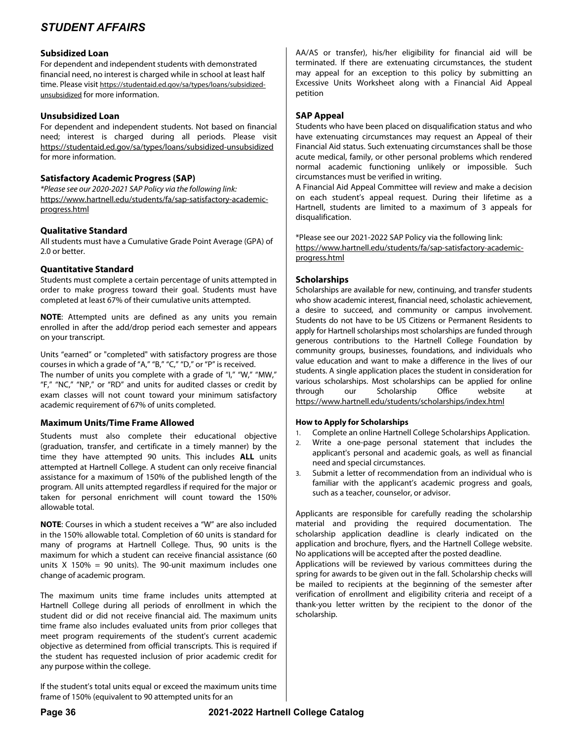### Subsidized Loan

For dependent and independent students with demonstrated financial need, no interest is charged while in school at least half time. Please visit https://studentaid.ed.gov/sa/types/loans/subsidized-unsubsidized for more information.

### Unsubsidized Loan

For dependent and independent students. Not based on financial need; interest is charged during all periods. Please visit https://studentaid.ed.gov/sa/types/loans/subsidized-unsubsidized for more information.

### Satisfactory Academic Progress (SAP)

*\*Please see our 2020-2021 SAP Policy via the following link:* https://www.hartnell.edu/students/fa/sap-satisfactory-academic-progress.html

### Qualitative Standard

All students must have a Cumulative Grade Point Average (GPA) of 2.0 or better.

### Quantitative Standard

Students must complete a certain percentage of units attempted in order to make progress toward their goal. Students must have completed at least 67% of their cumulative units attempted.

**NOTE**: Attempted units are defined as any units you remain enrolled in after the add/drop period each semester and appears on your transcript.

Units "earned" or "completed" with satisfactory progress are those courses in which a grade of "A," "B," "C," "D," or "P" is received. The number of units you complete with a grade of "I," "W," "MW," "F," "NC," "NP," or "RD" and units for audited classes or credit by exam classes will not count toward your minimum satisfactory academic requirement of 67% of units completed.

### Maximum Units/Time Frame Allowed

Students must also complete their educational objective (graduation, transfer, and certificate in a timely manner) by the time they have attempted 90 units. This includes **ALL** units attempted at Hartnell College. A student can only receive financial assistance for a maximum of 150% of the published length of the program. All units attempted regardless if required for the major or taken for personal enrichment will count toward the 150% allowable total.

**NOTE**: Courses in which a student receives a "W" are also included in the 150% allowable total. Completion of 60 units is standard for many of programs at Hartnell College. Thus, 90 units is the maximum for which a student can receive financial assistance (60 units X 150% = 90 units). The 90-unit maximum includes one change of academic program.

The maximum units time frame includes units attempted at Hartnell College during all periods of enrollment in which the student did or did not receive financial aid. The maximum units time frame also includes evaluated units from prior colleges that meet program requirements of the student's current academic objective as determined from official transcripts. This is required if the student has requested inclusion of prior academic credit for any purpose within the college.

If the student's total units equal or exceed the maximum units time frame of 150% (equivalent to 90 attempted units for an AA/AS or transfer), his/her eligibility for financial aid will be terminated. If there are extenuating circumstances, the student may appeal for an exception to this policy by submitting an Excessive Units Worksheet along with a Financial Aid Appeal petition

### SAP Appeal

Students who have been placed on disqualification status and who have extenuating circumstances may request an Appeal of their Financial Aid status. Such extenuating circumstances shall be those acute medical, family, or other personal problems which rendered normal academic functioning unlikely or impossible. Such circumstances must be verified in writing.

A Financial Aid Appeal Committee will review and make a decision on each student's appeal request. During their lifetime as a Hartnell, students are limited to a maximum of 3 appeals for disqualification.

\*Please see our 2021-2022 SAP Policy via the following link: https://www.hartnell.edu/students/fa/sap-satisfactory-academic-progress.html

### Scholarships

Scholarships are available for new, continuing, and transfer students who show academic interest, financial need, scholastic achievement, a desire to succeed, and community or campus involvement. Students do not have to be US Citizens or Permanent Residents to apply for Hartnell scholarships most scholarships are funded through generous contributions to the Hartnell College Foundation by community groups, businesses, foundations, and individuals who value education and want to make a difference in the lives of our students. A single application places the student in consideration for various scholarships. Most scholarships can be applied for online through our Scholarship Office website at https://www.hartnell.edu/students/scholarships/index.html

#### How to Apply for Scholarships

1. Complete an online Hartnell College Scholarships Application.
2. Write a one-page personal statement that includes the applicant's personal and academic goals, as well as financial need and special circumstances.
3. Submit a letter of recommendation from an individual who is familiar with the applicant's academic progress and goals, such as a teacher, counselor, or advisor.

Applicants are responsible for carefully reading the scholarship material and providing the required documentation. The scholarship application deadline is clearly indicated on the application and brochure, flyers, and the Hartnell College website. No applications will be accepted after the posted deadline.

Applications will be reviewed by various committees during the spring for awards to be given out in the fall. Scholarship checks will be mailed to recipients at the beginning of the semester after verification of enrollment and eligibility criteria and receipt of a thank-you letter written by the recipient to the donor of the scholarship.